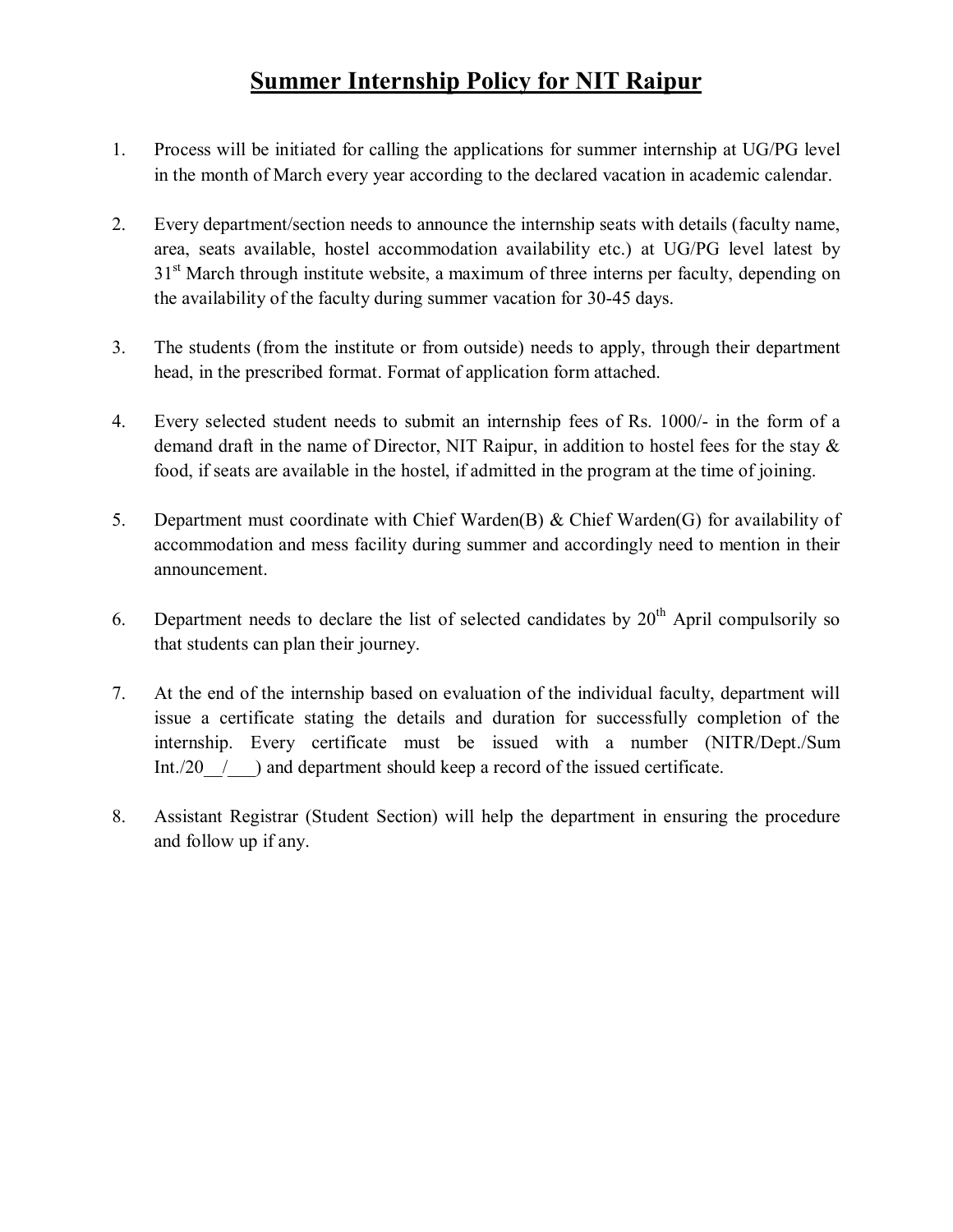# Summer Internship Policy for NIT Raipur

1. Process will be initiated for calling the applications for summer internship at UG/PG level in the month of March every year according to the declared vacation in academic calendar.

2. Every department/section needs to announce the internship seats with details (faculty name, area, seats available, hostel accommodation availability etc.) at UG/PG level latest by 31st March through institute website, a maximum of three interns per faculty, depending on the availability of the faculty during summer vacation for 30-45 days.

3. The students (from the institute or from outside) needs to apply, through their department head, in the prescribed format. Format of application form attached.

4. Every selected student needs to submit an internship fees of Rs. 1000/- in the form of a demand draft in the name of Director, NIT Raipur, in addition to hostel fees for the stay & food, if seats are available in the hostel, if admitted in the program at the time of joining.

5. Department must coordinate with Chief Warden(B) & Chief Warden(G) for availability of accommodation and mess facility during summer and accordingly need to mention in their announcement.

6. Department needs to declare the list of selected candidates by 20th April compulsorily so that students can plan their journey.

7. At the end of the internship based on evaluation of the individual faculty, department will issue a certificate stating the details and duration for successfully completion of the internship. Every certificate must be issued with a number (NITR/Dept./Sum Int./20__/___) and department should keep a record of the issued certificate.

8. Assistant Registrar (Student Section) will help the department in ensuring the procedure and follow up if any.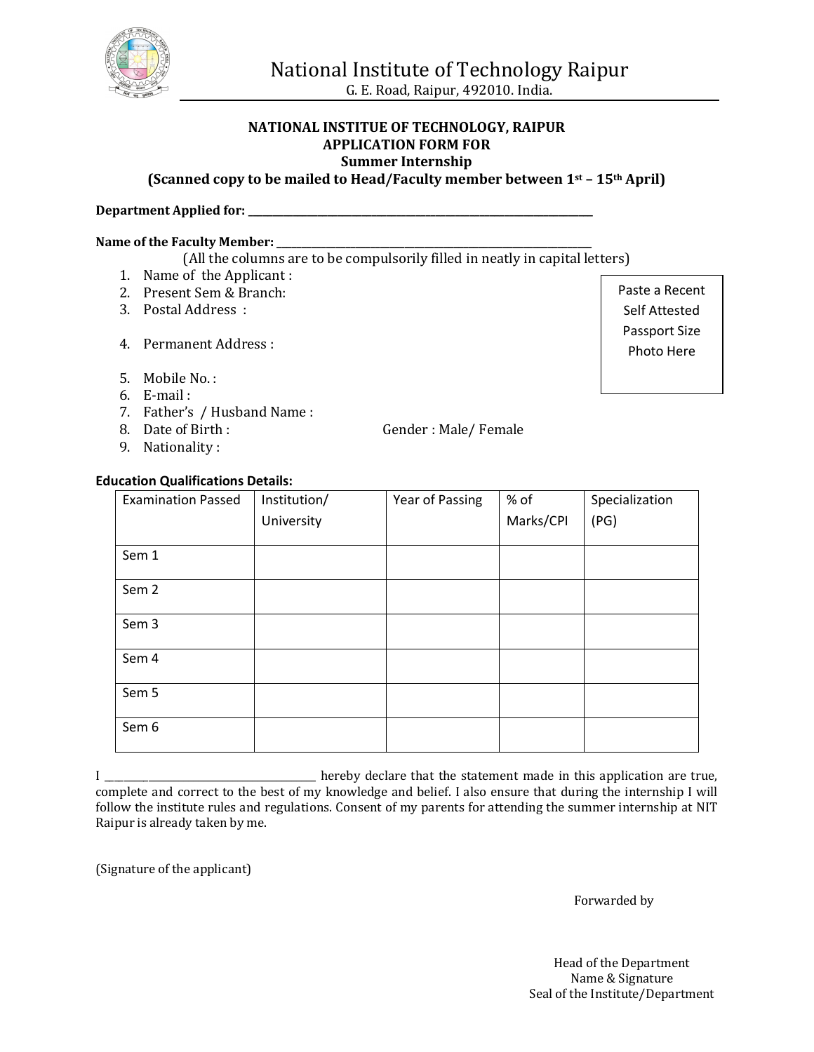# National Institute of Technology Raipur

G. E. Road, Raipur, 492010. India.

**NATIONAL INSTITUE OF TECHNOLOGY, RAIPUR**
**APPLICATION FORM FOR**
**Summer Internship**
**(Scanned copy to be mailed to Head/Faculty member between 1st – 15th April)**

**Department Applied for: ________________________________________________**

**Name of the Faculty Member: ________________________________________________**

(All the columns are to be compulsorily filled in neatly in capital letters)

1. Name of the Applicant :
2. Present Sem & Branch:
3. Postal Address :
4. Permanent Address :
5. Mobile No. :
6. E-mail :
7. Father's / Husband Name :
8. Date of Birth : Gender : Male/ Female
9. Nationality :

Paste a Recent Self Attested Passport Size Photo Here

**Education Qualifications Details:**

| Examination Passed | Institution/ University | Year of Passing | % of Marks/CPI | Specialization (PG) |
|---|---|---|---|---|
| Sem 1 | | | | |
| Sem 2 | | | | |
| Sem 3 | | | | |
| Sem 4 | | | | |
| Sem 5 | | | | |
| Sem 6 | | | | |

I ______________________________ hereby declare that the statement made in this application are true, complete and correct to the best of my knowledge and belief. I also ensure that during the internship I will follow the institute rules and regulations. Consent of my parents for attending the summer internship at NIT Raipur is already taken by me.

(Signature of the applicant)

Forwarded by

Head of the Department
Name & Signature
Seal of the Institute/Department